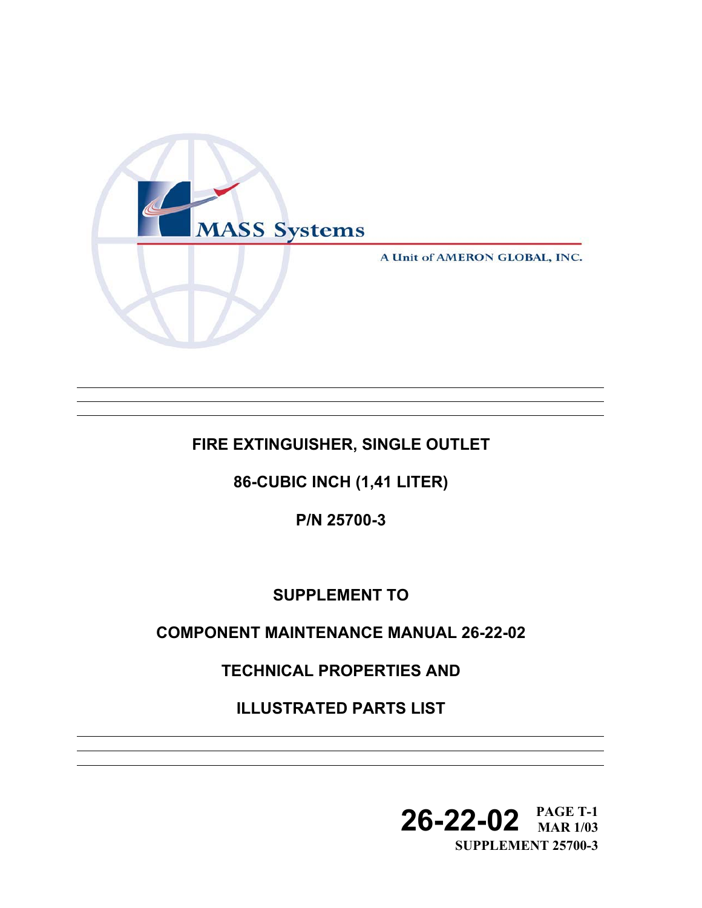MASS Systems

A Unit of AMERON GLOBAL, INC.

# FIRE EXTINGUISHER, SINGLE OUTLET

## 86-CUBIC INCH (1,41 LITER)

## P/N 25700-3

## SUPPLEMENT TO

## COMPONENT MAINTENANCE MANUAL 26-22-02

## TECHNICAL PROPERTIES AND

## ILLUSTRATED PARTS LIST

26-22-02 PAGE T-1
MAR 1/03
SUPPLEMENT 25700-3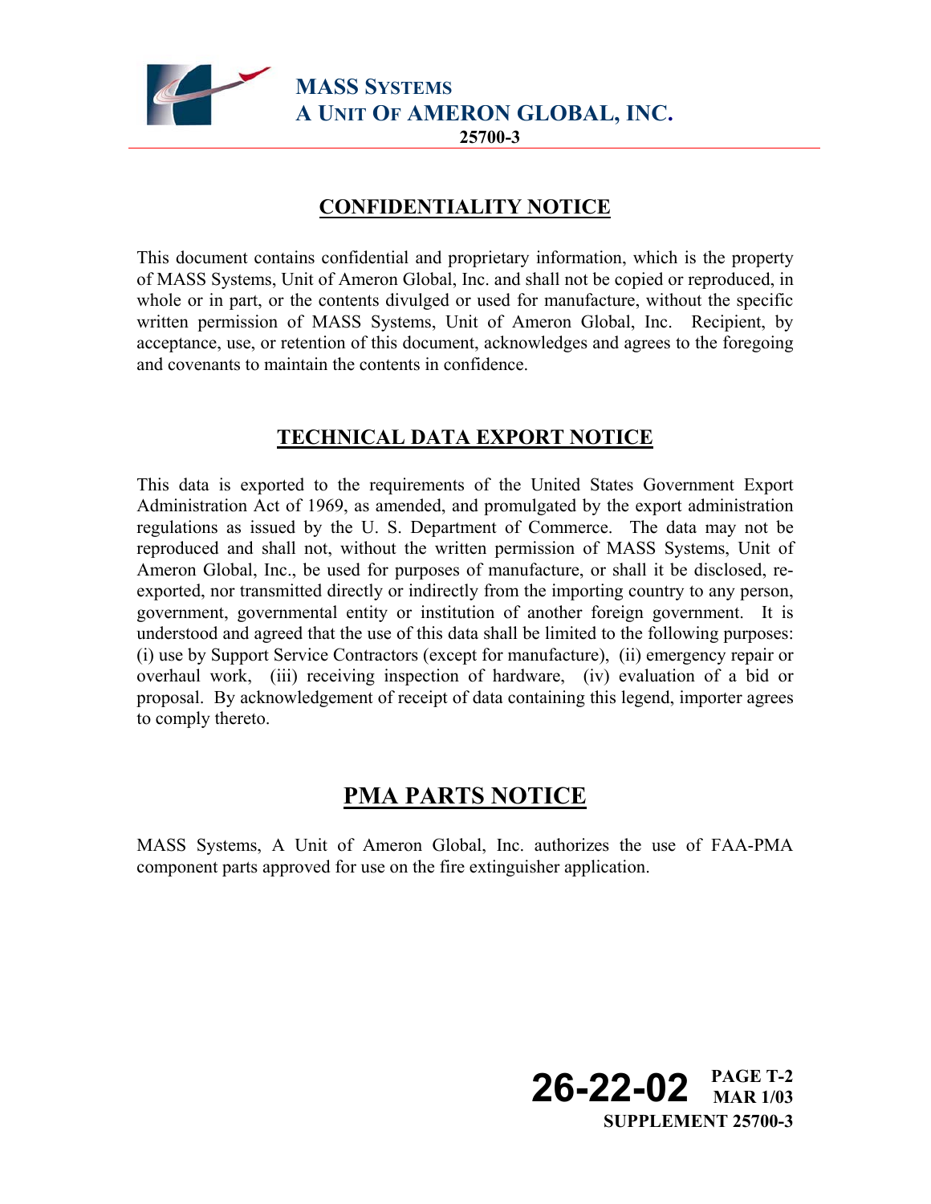## CONFIDENTIALITY NOTICE

This document contains confidential and proprietary information, which is the property of MASS Systems, Unit of Ameron Global, Inc. and shall not be copied or reproduced, in whole or in part, or the contents divulged or used for manufacture, without the specific written permission of MASS Systems, Unit of Ameron Global, Inc. Recipient, by acceptance, use, or retention of this document, acknowledges and agrees to the foregoing and covenants to maintain the contents in confidence.

## TECHNICAL DATA EXPORT NOTICE

This data is exported to the requirements of the United States Government Export Administration Act of 1969, as amended, and promulgated by the export administration regulations as issued by the U. S. Department of Commerce. The data may not be reproduced and shall not, without the written permission of MASS Systems, Unit of Ameron Global, Inc., be used for purposes of manufacture, or shall it be disclosed, re-exported, nor transmitted directly or indirectly from the importing country to any person, government, governmental entity or institution of another foreign government. It is understood and agreed that the use of this data shall be limited to the following purposes: (i) use by Support Service Contractors (except for manufacture), (ii) emergency repair or overhaul work, (iii) receiving inspection of hardware, (iv) evaluation of a bid or proposal. By acknowledgement of receipt of data containing this legend, importer agrees to comply thereto.

## PMA PARTS NOTICE

MASS Systems, A Unit of Ameron Global, Inc. authorizes the use of FAA-PMA component parts approved for use on the fire extinguisher application.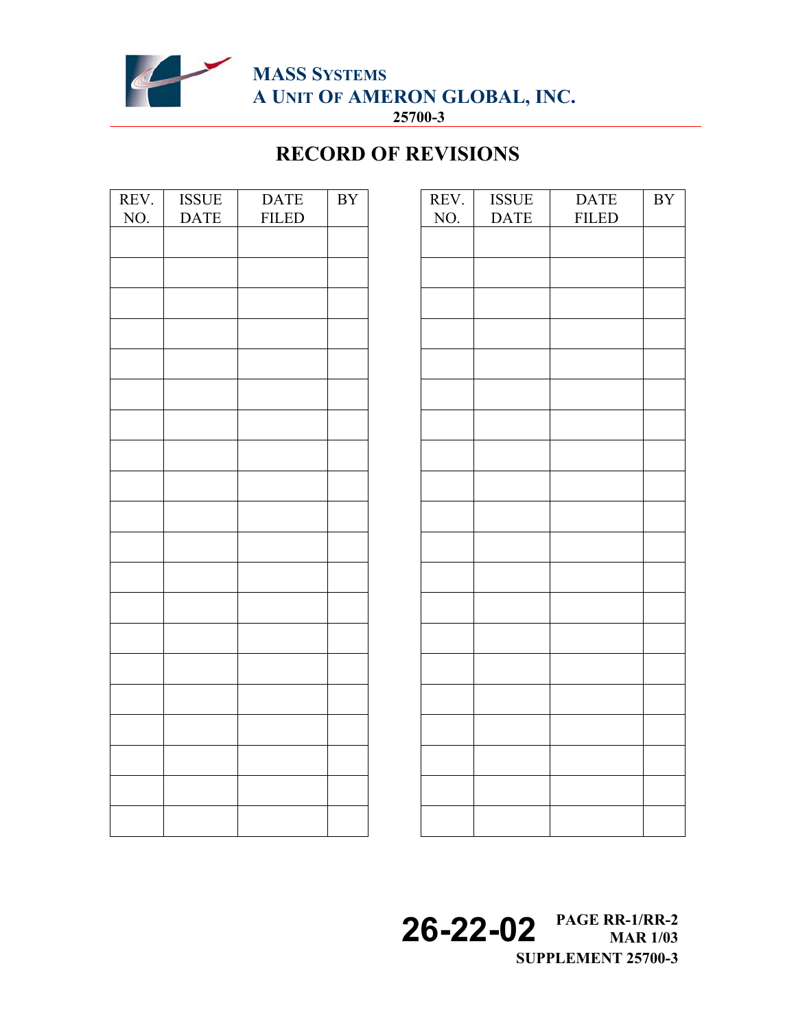# RECORD OF REVISIONS

| REV. NO. | ISSUE DATE | DATE FILED | BY |
|---|---|---|---|
| | | | |
| | | | |
| | | | |
| | | | |
| | | | |
| | | | |
| | | | |
| | | | |
| | | | |
| | | | |
| | | | |
| | | | |
| | | | |
| | | | |
| | | | |
| | | | |
| | | | |
| | | | |
| | | | |
| | | | |

| REV. NO. | ISSUE DATE | DATE FILED | BY |
|---|---|---|---|
| | | | |
| | | | |
| | | | |
| | | | |
| | | | |
| | | | |
| | | | |
| | | | |
| | | | |
| | | | |
| | | | |
| | | | |
| | | | |
| | | | |
| | | | |
| | | | |
| | | | |
| | | | |
| | | | |
| | | | |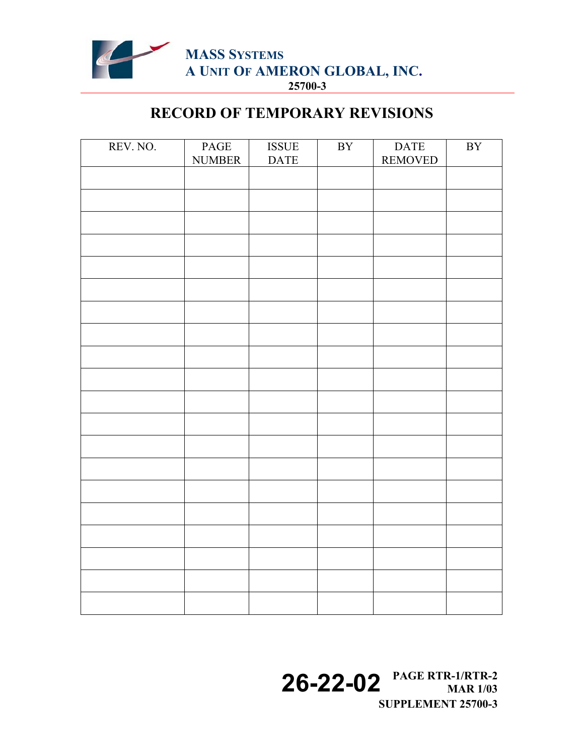# RECORD OF TEMPORARY REVISIONS

| REV. NO. | PAGE NUMBER | ISSUE DATE | BY | DATE REMOVED | BY |
|---|---|---|---|---|---|
| | | | | | |
| | | | | | |
| | | | | | |
| | | | | | |
| | | | | | |
| | | | | | |
| | | | | | |
| | | | | | |
| | | | | | |
| | | | | | |
| | | | | | |
| | | | | | |
| | | | | | |
| | | | | | |
| | | | | | |
| | | | | | |
| | | | | | |
| | | | | | |
| | | | | | |
| | | | | | |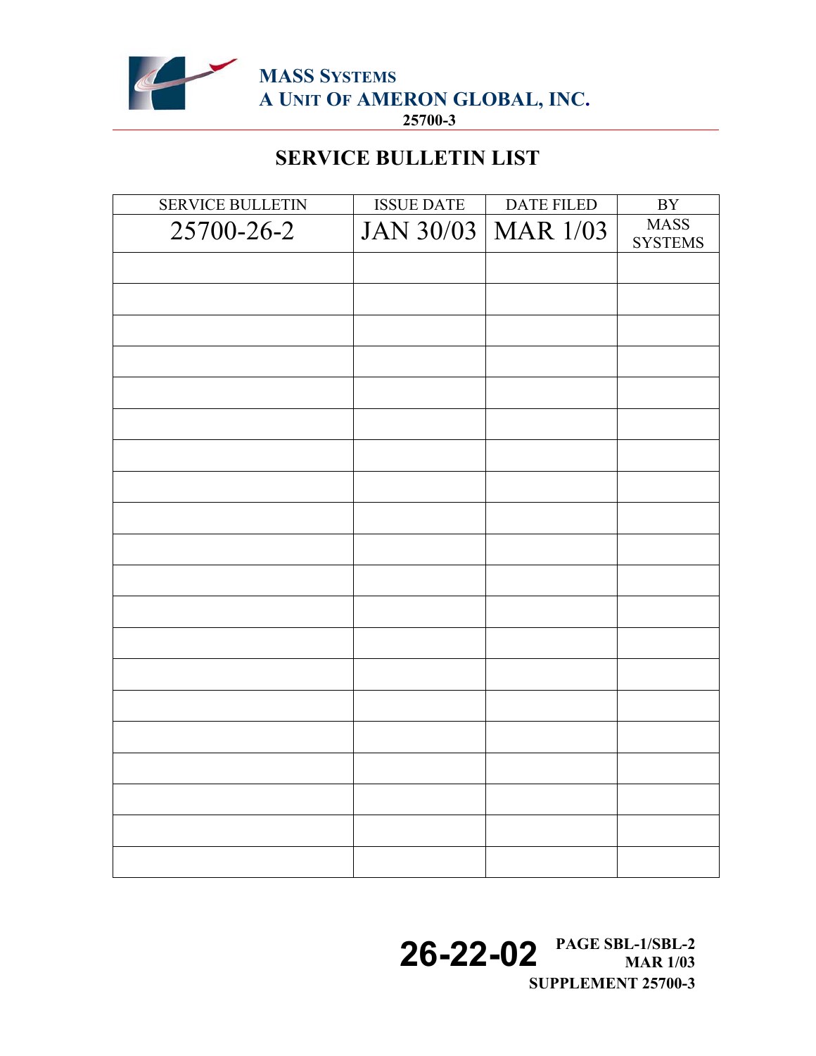# SERVICE BULLETIN LIST

| SERVICE BULLETIN | ISSUE DATE | DATE FILED | BY |
|---|---|---|---|
| 25700-26-2 | JAN 30/03 | MAR 1/03 | MASS SYSTEMS |
| | | | |
| | | | |
| | | | |
| | | | |
| | | | |
| | | | |
| | | | |
| | | | |
| | | | |
| | | | |
| | | | |
| | | | |
| | | | |
| | | | |
| | | | |
| | | | |
| | | | |
| | | | |
| | | | |
| | | | |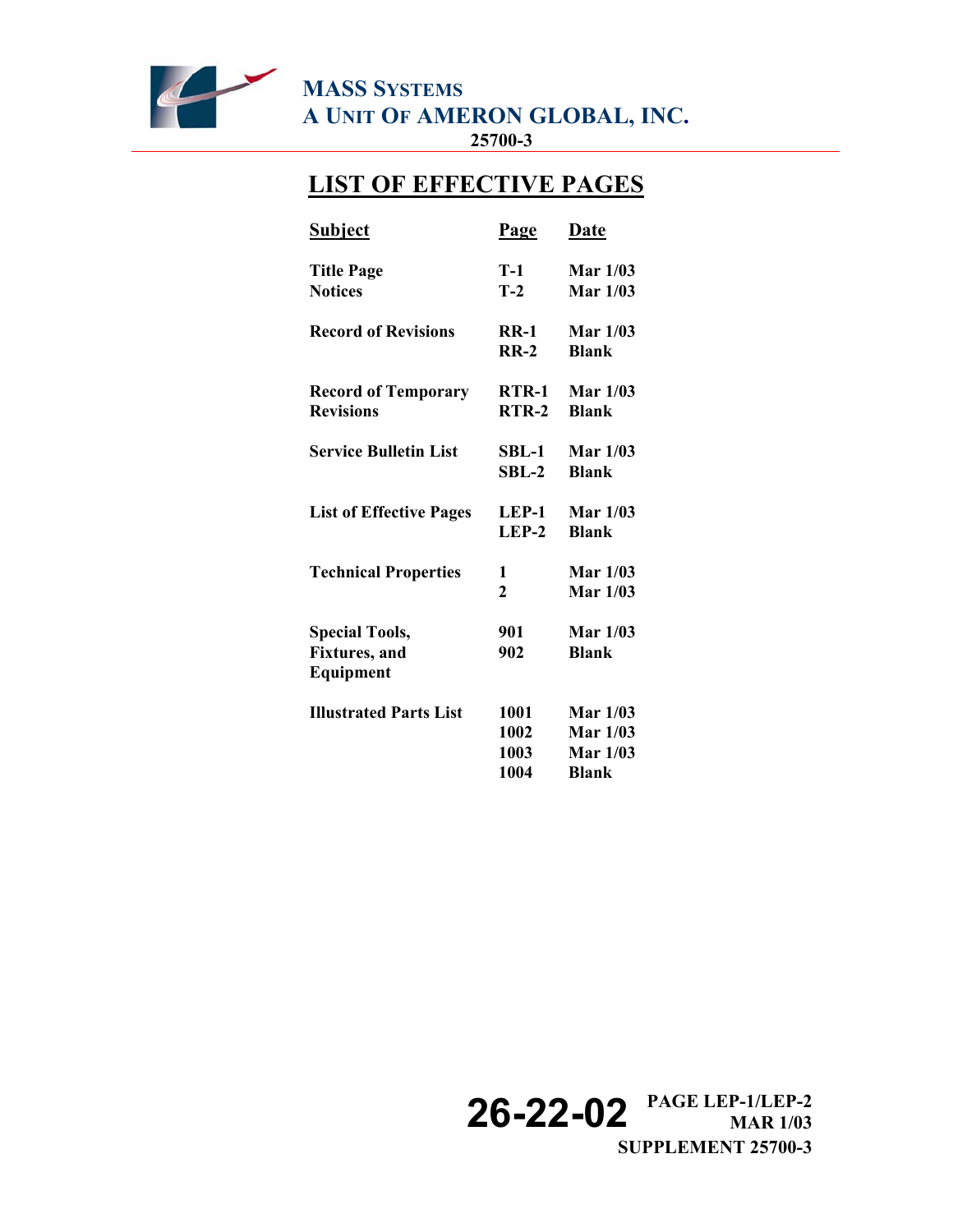# LIST OF EFFECTIVE PAGES

| Subject | Page | Date |
|---|---|---|
| Title Page | T-1 | Mar 1/03 |
| Notices | T-2 | Mar 1/03 |
| Record of Revisions | RR-1 | Mar 1/03 |
| | RR-2 | Blank |
| Record of Temporary Revisions | RTR-1 | Mar 1/03 |
| | RTR-2 | Blank |
| Service Bulletin List | SBL-1 | Mar 1/03 |
| | SBL-2 | Blank |
| List of Effective Pages | LEP-1 | Mar 1/03 |
| | LEP-2 | Blank |
| Technical Properties | 1 | Mar 1/03 |
| | 2 | Mar 1/03 |
| Special Tools, Fixtures, and Equipment | 901 | Mar 1/03 |
| | 902 | Blank |
| Illustrated Parts List | 1001 | Mar 1/03 |
| | 1002 | Mar 1/03 |
| | 1003 | Mar 1/03 |
| | 1004 | Blank |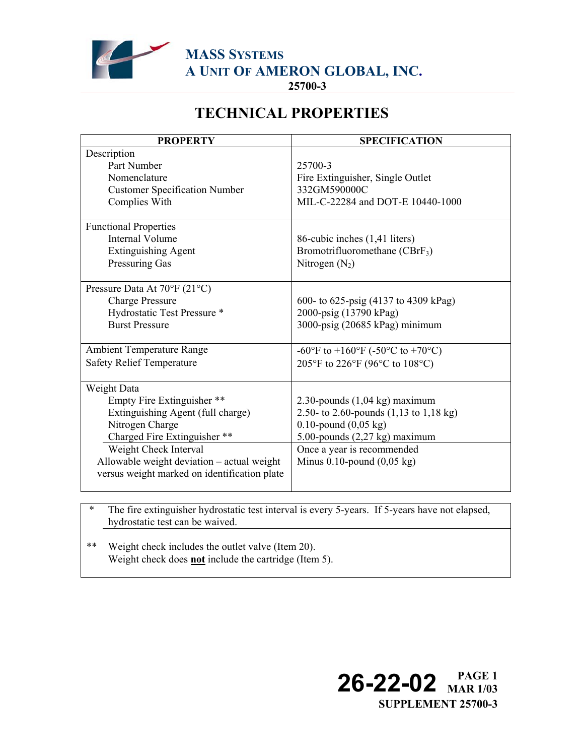MASS SYSTEMS
A UNIT OF AMERON GLOBAL, INC.
25700-3

# TECHNICAL PROPERTIES

| PROPERTY | SPECIFICATION |
|---|---|
| Description | |
| Part Number | 25700-3 |
| Nomenclature | Fire Extinguisher, Single Outlet |
| Customer Specification Number | 332GM590000C |
| Complies With | MIL-C-22284 and DOT-E 10440-1000 |
| Functional Properties | |
| Internal Volume | 86-cubic inches (1,41 liters) |
| Extinguishing Agent | Bromotrifluoromethane ($CBrF_3$) |
| Pressuring Gas | Nitrogen ($N_2$) |
| Pressure Data At 70°F (21°C) | |
| Charge Pressure | 600- to 625-psig (4137 to 4309 kPag) |
| Hydrostatic Test Pressure * | 2000-psig (13790 kPag) |
| Burst Pressure | 3000-psig (20685 kPag) minimum |
| Ambient Temperature Range | -60°F to +160°F (-50°C to +70°C) |
| Safety Relief Temperature | 205°F to 226°F (96°C to 108°C) |
| Weight Data | |
| Empty Fire Extinguisher ** | 2.30-pounds (1,04 kg) maximum |
| Extinguishing Agent (full charge) | 2.50- to 2.60-pounds (1,13 to 1,18 kg) |
| Nitrogen Charge | 0.10-pound (0,05 kg) |
| Charged Fire Extinguisher ** | 5.00-pounds (2,27 kg) maximum |
| Weight Check Interval | Once a year is recommended |
| Allowable weight deviation – actual weight versus weight marked on identification plate | Minus 0.10-pound (0,05 kg) |

\* The fire extinguisher hydrostatic test interval is every 5-years. If 5-years have not elapsed, hydrostatic test can be waived.

\*\* Weight check includes the outlet valve (Item 20).
Weight check does **not** include the cartridge (Item 5).

26-22-02 PAGE 1
MAR 1/03
SUPPLEMENT 25700-3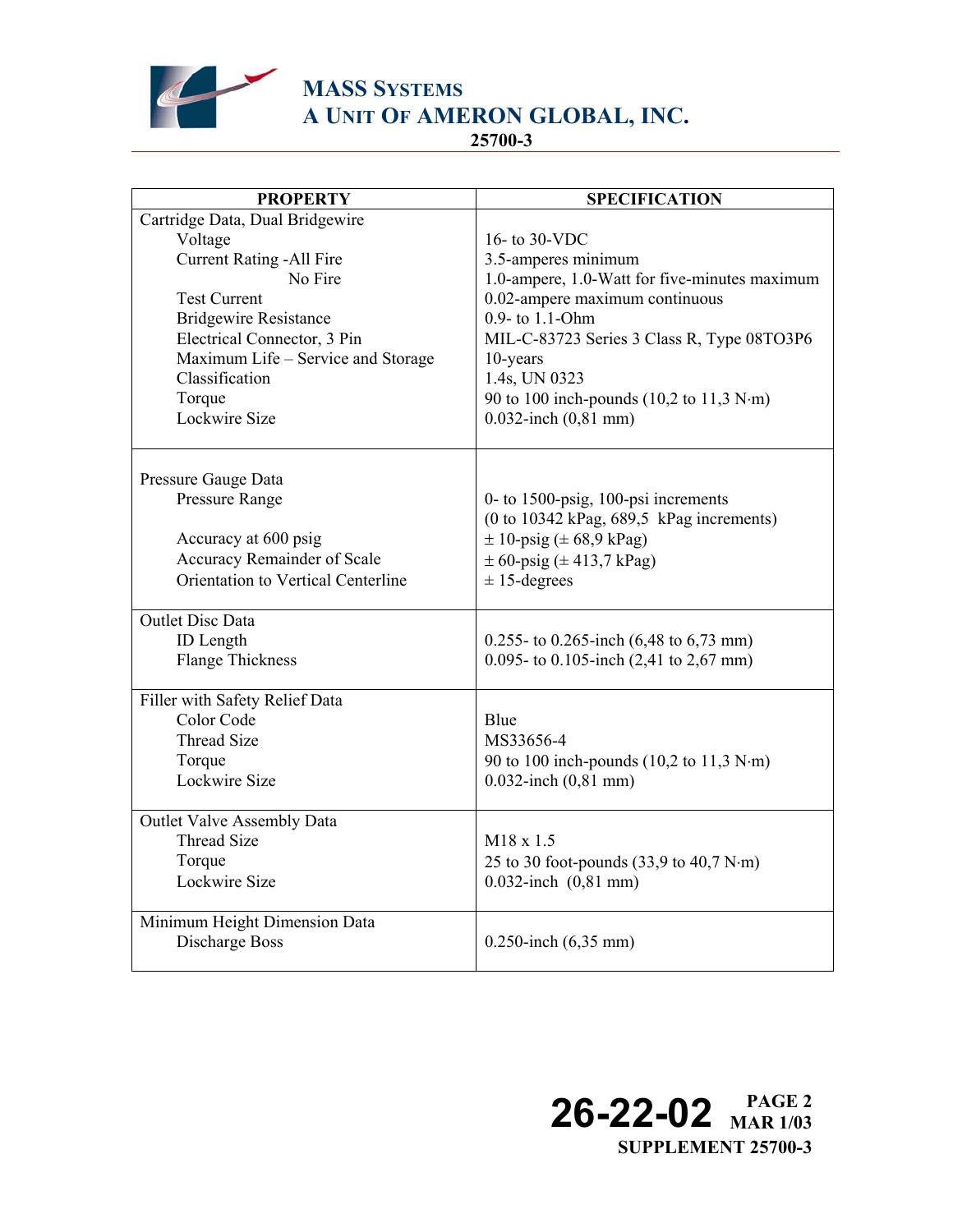| PROPERTY | SPECIFICATION |
| --- | --- |
| Cartridge Data, Dual Bridgewire | |
| Voltage | 16- to 30-VDC |
| Current Rating -All Fire | 3.5-amperes minimum |
| No Fire | 1.0-ampere, 1.0-Watt for five-minutes maximum |
| Test Current | 0.02-ampere maximum continuous |
| Bridgewire Resistance | 0.9- to 1.1-Ohm |
| Electrical Connector, 3 Pin | MIL-C-83723 Series 3 Class R, Type 08TO3P6 |
| Maximum Life – Service and Storage | 10-years |
| Classification | 1.4s, UN 0323 |
| Torque | 90 to 100 inch-pounds (10,2 to 11,3 N·m) |
| Lockwire Size | 0.032-inch (0,81 mm) |
| Pressure Gauge Data | |
| Pressure Range | 0- to 1500-psig, 100-psi increments (0 to 10342 kPag, 689,5 kPag increments) |
| Accuracy at 600 psig | ± 10-psig (± 68,9 kPag) |
| Accuracy Remainder of Scale | ± 60-psig (± 413,7 kPag) |
| Orientation to Vertical Centerline | ± 15-degrees |
| Outlet Disc Data | |
| ID Length | 0.255- to 0.265-inch (6,48 to 6,73 mm) |
| Flange Thickness | 0.095- to 0.105-inch (2,41 to 2,67 mm) |
| Filler with Safety Relief Data | |
| Color Code | Blue |
| Thread Size | MS33656-4 |
| Torque | 90 to 100 inch-pounds (10,2 to 11,3 N·m) |
| Lockwire Size | 0.032-inch (0,81 mm) |
| Outlet Valve Assembly Data | |
| Thread Size | M18 x 1.5 |
| Torque | 25 to 30 foot-pounds (33,9 to 40,7 N·m) |
| Lockwire Size | 0.032-inch (0,81 mm) |
| Minimum Height Dimension Data | |
| Discharge Boss | 0.250-inch (6,35 mm) |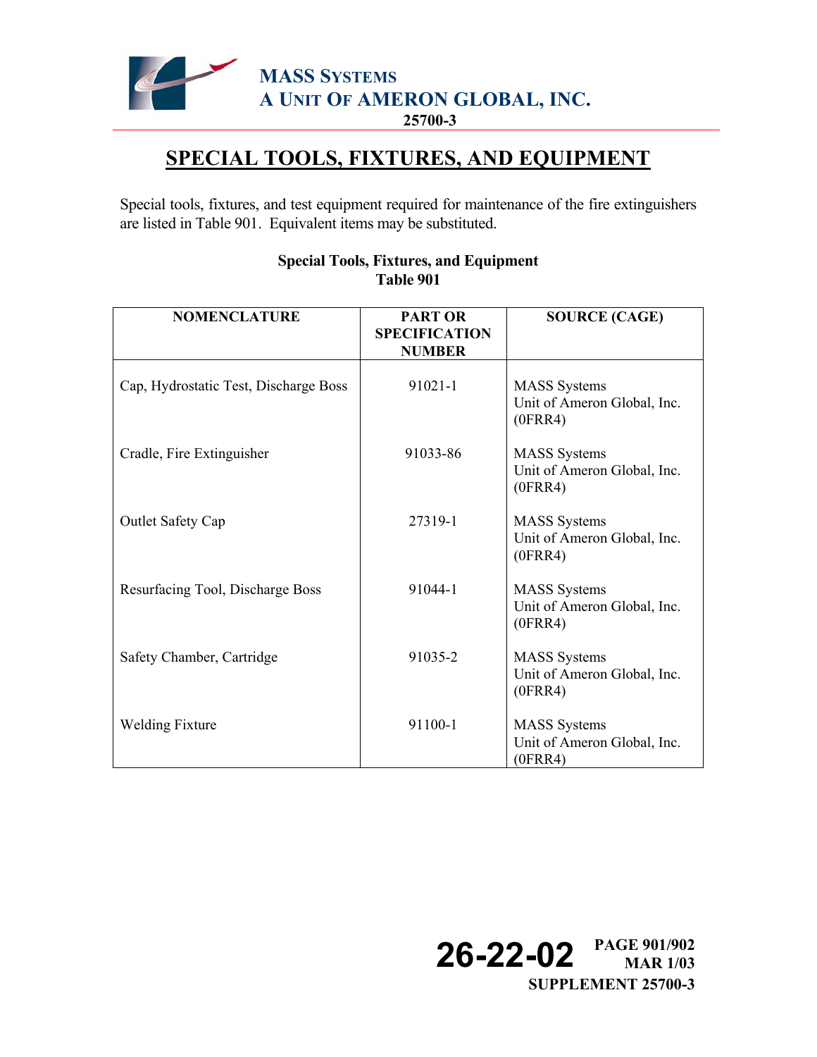# SPECIAL TOOLS, FIXTURES, AND EQUIPMENT

Special tools, fixtures, and test equipment required for maintenance of the fire extinguishers are listed in Table 901. Equivalent items may be substituted.

**Special Tools, Fixtures, and Equipment**
**Table 901**

| NOMENCLATURE | PART OR SPECIFICATION NUMBER | SOURCE (CAGE) |
|---|---|---|
| Cap, Hydrostatic Test, Discharge Boss | 91021-1 | MASS Systems Unit of Ameron Global, Inc. (0FRR4) |
| Cradle, Fire Extinguisher | 91033-86 | MASS Systems Unit of Ameron Global, Inc. (0FRR4) |
| Outlet Safety Cap | 27319-1 | MASS Systems Unit of Ameron Global, Inc. (0FRR4) |
| Resurfacing Tool, Discharge Boss | 91044-1 | MASS Systems Unit of Ameron Global, Inc. (0FRR4) |
| Safety Chamber, Cartridge | 91035-2 | MASS Systems Unit of Ameron Global, Inc. (0FRR4) |
| Welding Fixture | 91100-1 | MASS Systems Unit of Ameron Global, Inc. (0FRR4) |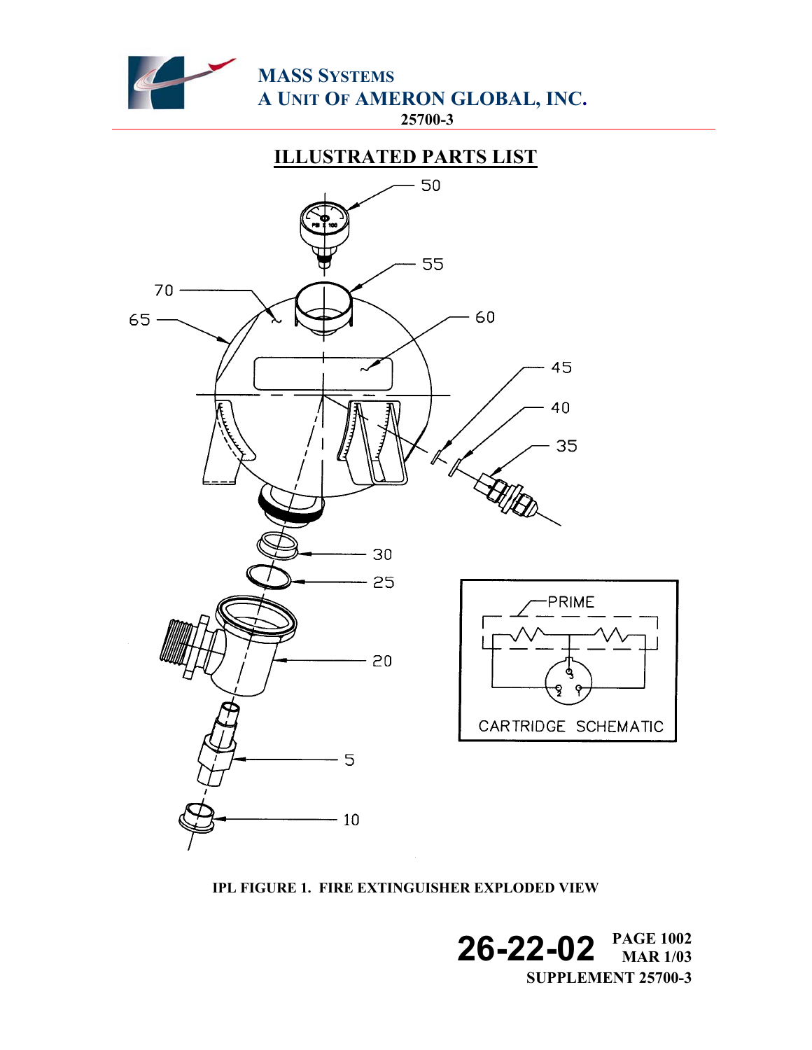## ILLUSTRATED PARTS LIST

IPL FIGURE 1. FIRE EXTINGUISHER EXPLODED VIEW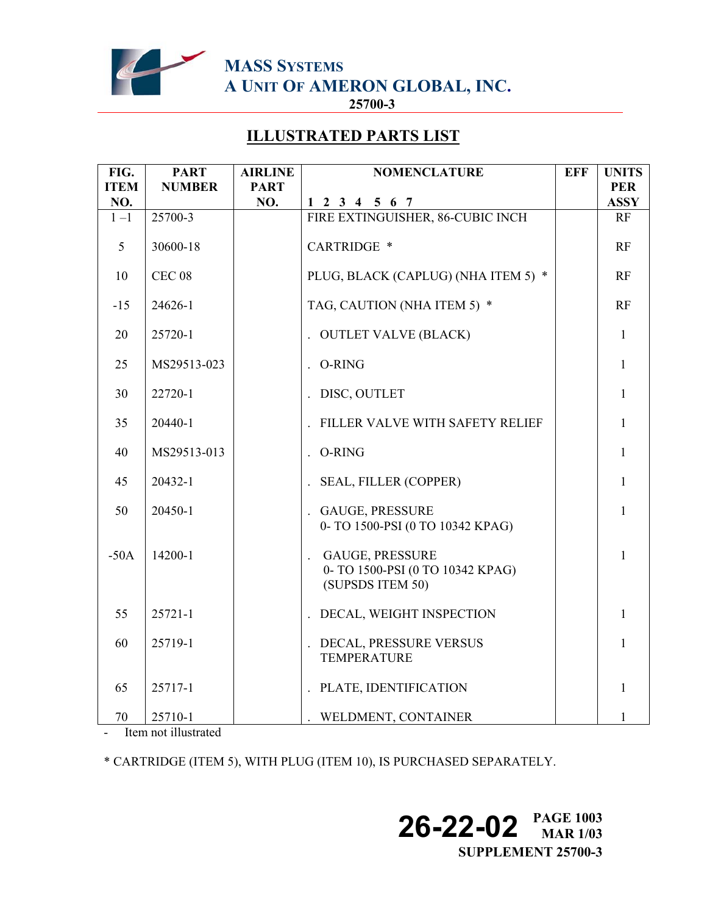# MASS SYSTEMS
# A UNIT OF AMERON GLOBAL, INC.
**25700-3**

## ILLUSTRATED PARTS LIST

| FIG. ITEM NO. | PART NUMBER | AIRLINE PART NO. | NOMENCLATURE 1 2 3 4 5 6 7 | EFF | UNITS PER ASSY |
|---|---|---|---|---|---|
| 1 –1 | 25700-3 | | FIRE EXTINGUISHER, 86-CUBIC INCH | | RF |
| 5 | 30600-18 | | CARTRIDGE * | | RF |
| 10 | CEC 08 | | PLUG, BLACK (CAPLUG) (NHA ITEM 5) * | | RF |
| -15 | 24626-1 | | TAG, CAUTION (NHA ITEM 5) * | | RF |
| 20 | 25720-1 | | . OUTLET VALVE (BLACK) | | 1 |
| 25 | MS29513-023 | | . O-RING | | 1 |
| 30 | 22720-1 | | . DISC, OUTLET | | 1 |
| 35 | 20440-1 | | . FILLER VALVE WITH SAFETY RELIEF | | 1 |
| 40 | MS29513-013 | | . O-RING | | 1 |
| 45 | 20432-1 | | . SEAL, FILLER (COPPER) | | 1 |
| 50 | 20450-1 | | . GAUGE, PRESSURE 0- TO 1500-PSI (0 TO 10342 KPAG) | | 1 |
| -50A | 14200-1 | | . GAUGE, PRESSURE 0- TO 1500-PSI (0 TO 10342 KPAG) (SUPSDS ITEM 50) | | 1 |
| 55 | 25721-1 | | . DECAL, WEIGHT INSPECTION | | 1 |
| 60 | 25719-1 | | . DECAL, PRESSURE VERSUS TEMPERATURE | | 1 |
| 65 | 25717-1 | | . PLATE, IDENTIFICATION | | 1 |
| 70 | 25710-1 | | . WELDMENT, CONTAINER | | 1 |

\- Item not illustrated

\* CARTRIDGE (ITEM 5), WITH PLUG (ITEM 10), IS PURCHASED SEPARATELY.

**26-22-02** PAGE 1003 MAR 1/03
SUPPLEMENT 25700-3